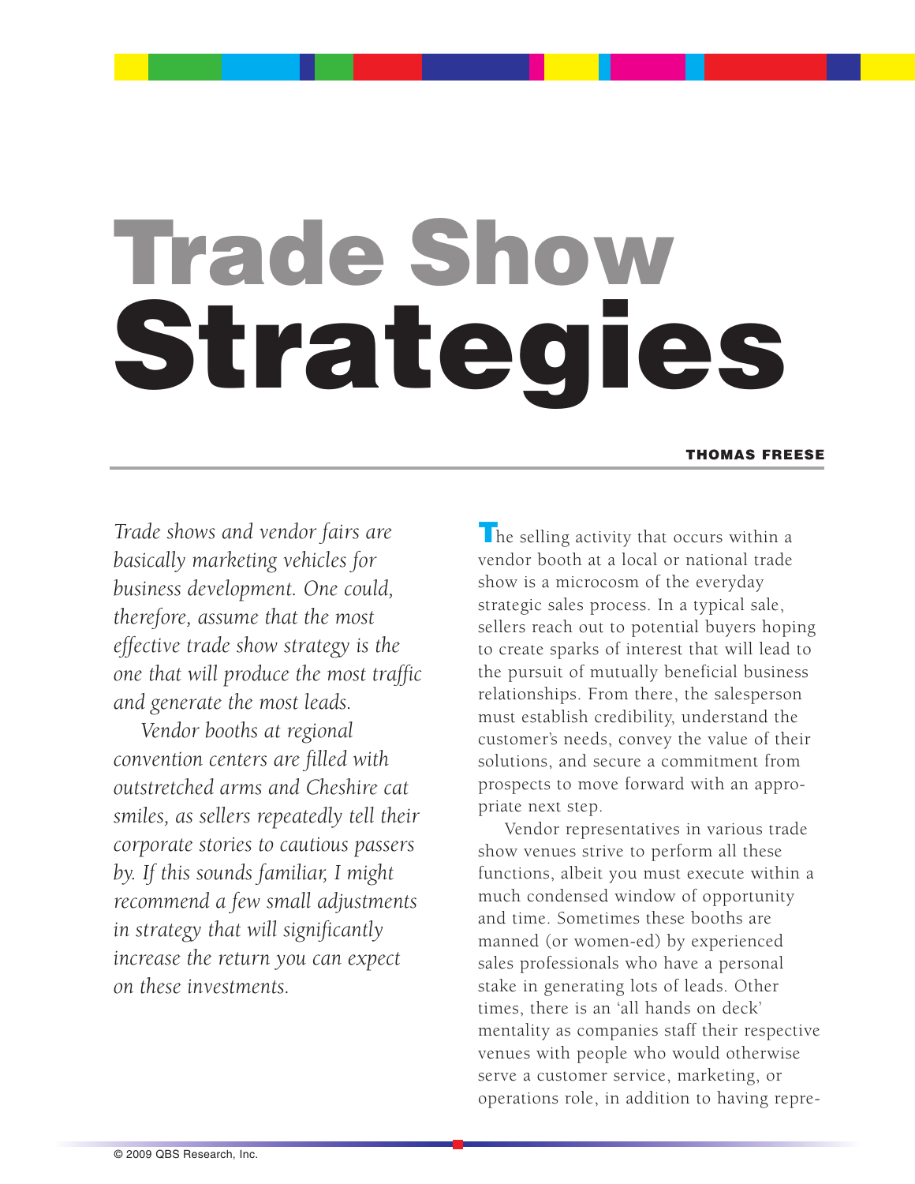# Trade Show Strategies

**THOMAS FREESE**

*Trade shows and vendor fairs are basically marketing vehicles for business development. One could, therefore, assume that the most effective trade show strategy is the one that will produce the most traffic and generate the most leads.*

*Vendor booths at regional convention centers are filled with outstretched arms and Cheshire cat smiles, as sellers repeatedly tell their corporate stories to cautious passers by. If this sounds familiar, I might recommend a few small adjustments in strategy that will significantly increase the return you can expect on these investments.*

The selling activity that occurs within a vendor booth at a local or national trade show is a microcosm of the everyday strategic sales process. In a typical sale, sellers reach out to potential buyers hoping to create sparks of interest that will lead to the pursuit of mutually beneficial business relationships. From there, the salesperson must establish credibility, understand the customer's needs, convey the value of their solutions, and secure a commitment from prospects to move forward with an appropriate next step.

Vendor representatives in various trade show venues strive to perform all these functions, albeit you must execute within a much condensed window of opportunity and time. Sometimes these booths are manned (or women-ed) by experienced sales professionals who have a personal stake in generating lots of leads. Other times, there is an 'all hands on deck' mentality as companies staff their respective venues with people who would otherwise serve a customer service, marketing, or operations role, in addition to having repre-

© 2009 QBS Research, Inc.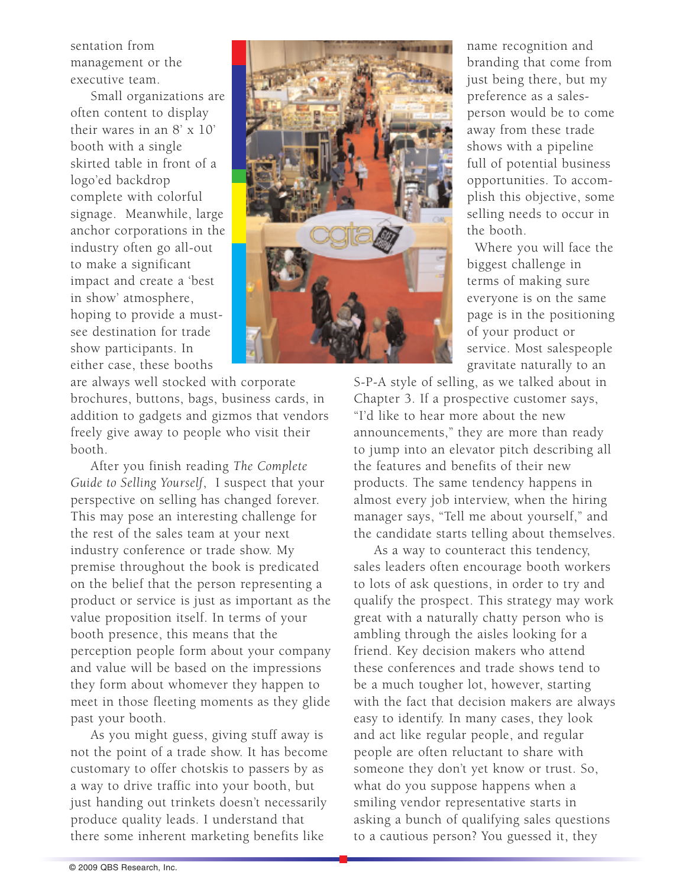sentation from management or the executive team.

Small organizations are often content to display their wares in an 8' x 10' booth with a single skirted table in front of a logo'ed backdrop complete with colorful signage. Meanwhile, large anchor corporations in the industry often go all-out to make a significant impact and create a 'best in show' atmosphere, hoping to provide a must-see destination for trade show participants. In either case, these booths are always well stocked with corporate brochures, buttons, bags, business cards, in addition to gadgets and gizmos that vendors freely give away to people who visit their booth.

After you finish reading *The Complete Guide to Selling Yourself*, I suspect that your perspective on selling has changed forever. This may pose an interesting challenge for the rest of the sales team at your next industry conference or trade show. My premise throughout the book is predicated on the belief that the person representing a product or service is just as important as the value proposition itself. In terms of your booth presence, this means that the perception people form about your company and value will be based on the impressions they form about whomever they happen to meet in those fleeting moments as they glide past your booth.

As you might guess, giving stuff away is not the point of a trade show. It has become customary to offer chotskis to passers by as a way to drive traffic into your booth, but just handing out trinkets doesn't necessarily produce quality leads. I understand that there some inherent marketing benefits like name recognition and branding that come from just being there, but my preference as a salesperson would be to come away from these trade shows with a pipeline full of potential business opportunities. To accomplish this objective, some selling needs to occur in the booth.

Where you will face the biggest challenge in terms of making sure everyone is on the same page is in the positioning of your product or service. Most salespeople gravitate naturally to an S-P-A style of selling, as we talked about in Chapter 3. If a prospective customer says, "I'd like to hear more about the new announcements," they are more than ready to jump into an elevator pitch describing all the features and benefits of their new products. The same tendency happens in almost every job interview, when the hiring manager says, "Tell me about yourself," and the candidate starts telling about themselves.

As a way to counteract this tendency, sales leaders often encourage booth workers to lots of ask questions, in order to try and qualify the prospect. This strategy may work great with a naturally chatty person who is ambling through the aisles looking for a friend. Key decision makers who attend these conferences and trade shows tend to be a much tougher lot, however, starting with the fact that decision makers are always easy to identify. In many cases, they look and act like regular people, and regular people are often reluctant to share with someone they don't yet know or trust. So, what do you suppose happens when a smiling vendor representative starts in asking a bunch of qualifying sales questions to a cautious person? You guessed it, they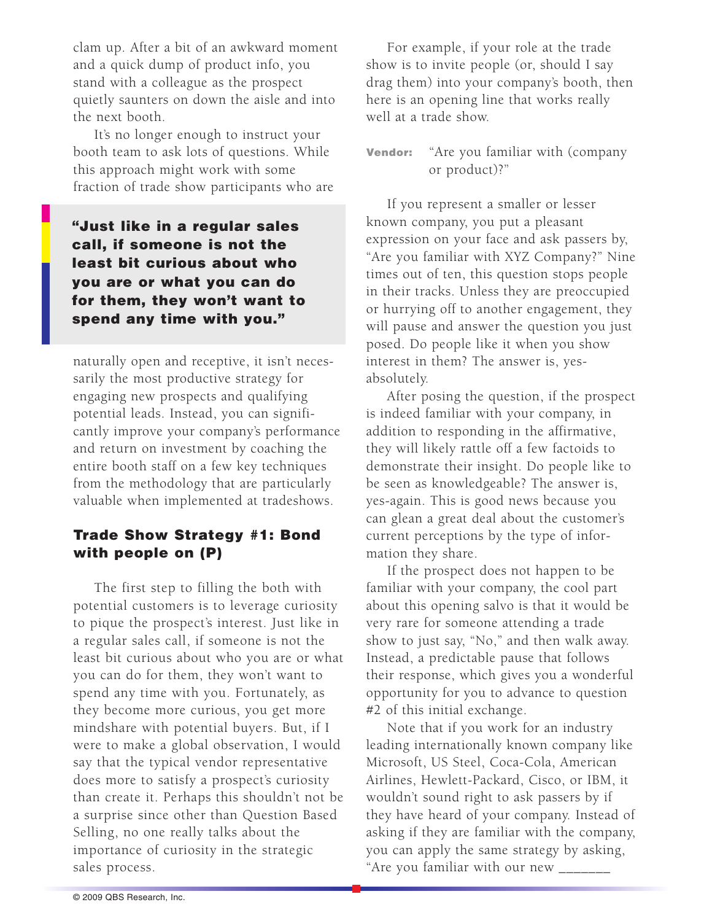clam up. After a bit of an awkward moment and a quick dump of product info, you stand with a colleague as the prospect quietly saunters on down the aisle and into the next booth.

It's no longer enough to instruct your booth team to ask lots of questions. While this approach might work with some fraction of trade show participants who are naturally open and receptive, it isn't necessarily the most productive strategy for engaging new prospects and qualifying potential leads. Instead, you can significantly improve your company's performance and return on investment by coaching the entire booth staff on a few key techniques from the methodology that are particularly valuable when implemented at tradeshows.

> **"Just like in a regular sales call, if someone is not the least bit curious about who you are or what you can do for them, they won't want to spend any time with you."**

### Trade Show Strategy #1: Bond with people on (P)

The first step to filling the both with potential customers is to leverage curiosity to pique the prospect's interest. Just like in a regular sales call, if someone is not the least bit curious about who you are or what you can do for them, they won't want to spend any time with you. Fortunately, as they become more curious, you get more mindshare with potential buyers. But, if I were to make a global observation, I would say that the typical vendor representative does more to satisfy a prospect's curiosity than create it. Perhaps this shouldn't not be a surprise since other than Question Based Selling, no one really talks about the importance of curiosity in the strategic sales process.

For example, if your role at the trade show is to invite people (or, should I say drag them) into your company's booth, then here is an opening line that works really well at a trade show.

**Vendor:** "Are you familiar with (company or product)?"

If you represent a smaller or lesser known company, you put a pleasant expression on your face and ask passers by, "Are you familiar with XYZ Company?" Nine times out of ten, this question stops people in their tracks. Unless they are preoccupied or hurrying off to another engagement, they will pause and answer the question you just posed. Do people like it when you show interest in them? The answer is, yes-absolutely.

After posing the question, if the prospect is indeed familiar with your company, in addition to responding in the affirmative, they will likely rattle off a few factoids to demonstrate their insight. Do people like to be seen as knowledgeable? The answer is, yes-again. This is good news because you can glean a great deal about the customer's current perceptions by the type of information they share.

If the prospect does not happen to be familiar with your company, the cool part about this opening salvo is that it would be very rare for someone attending a trade show to just say, "No," and then walk away. Instead, a predictable pause that follows their response, which gives you a wonderful opportunity for you to advance to question #2 of this initial exchange.

Note that if you work for an industry leading internationally known company like Microsoft, US Steel, Coca-Cola, American Airlines, Hewlett-Packard, Cisco, or IBM, it wouldn't sound right to ask passers by if they have heard of your company. Instead of asking if they are familiar with the company, you can apply the same strategy by asking, "Are you familiar with our new _______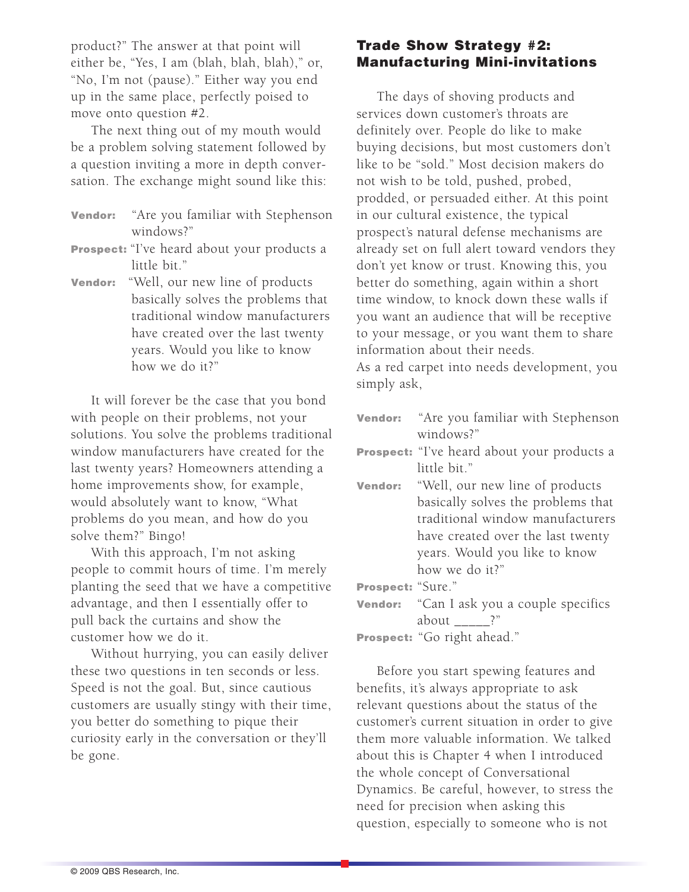product?" The answer at that point will either be, "Yes, I am (blah, blah, blah)," or, "No, I'm not (pause)." Either way you end up in the same place, perfectly poised to move onto question #2.

The next thing out of my mouth would be a problem solving statement followed by a question inviting a more in depth conversation. The exchange might sound like this:

**Vendor:** "Are you familiar with Stephenson windows?"

**Prospect:** "I've heard about your products a little bit."

**Vendor:** "Well, our new line of products basically solves the problems that traditional window manufacturers have created over the last twenty years. Would you like to know how we do it?"

It will forever be the case that you bond with people on their problems, not your solutions. You solve the problems traditional window manufacturers have created for the last twenty years? Homeowners attending a home improvements show, for example, would absolutely want to know, "What problems do you mean, and how do you solve them?" Bingo!

With this approach, I'm not asking people to commit hours of time. I'm merely planting the seed that we have a competitive advantage, and then I essentially offer to pull back the curtains and show the customer how we do it.

Without hurrying, you can easily deliver these two questions in ten seconds or less. Speed is not the goal. But, since cautious customers are usually stingy with their time, you better do something to pique their curiosity early in the conversation or they'll be gone.

## Trade Show Strategy #2: Manufacturing Mini-invitations

The days of shoving products and services down customer's throats are definitely over. People do like to make buying decisions, but most customers don't like to be "sold." Most decision makers do not wish to be told, pushed, probed, prodded, or persuaded either. At this point in our cultural existence, the typical prospect's natural defense mechanisms are already set on full alert toward vendors they don't yet know or trust. Knowing this, you better do something, again within a short time window, to knock down these walls if you want an audience that will be receptive to your message, or you want them to share information about their needs.

As a red carpet into needs development, you simply ask,

**Vendor:** "Are you familiar with Stephenson windows?"

**Prospect:** "I've heard about your products a little bit."

**Vendor:** "Well, our new line of products basically solves the problems that traditional window manufacturers have created over the last twenty years. Would you like to know how we do it?"

**Prospect:** "Sure."

**Vendor:** "Can I ask you a couple specifics about _____?"

**Prospect:** "Go right ahead."

Before you start spewing features and benefits, it's always appropriate to ask relevant questions about the status of the customer's current situation in order to give them more valuable information. We talked about this is Chapter 4 when I introduced the whole concept of Conversational Dynamics. Be careful, however, to stress the need for precision when asking this question, especially to someone who is not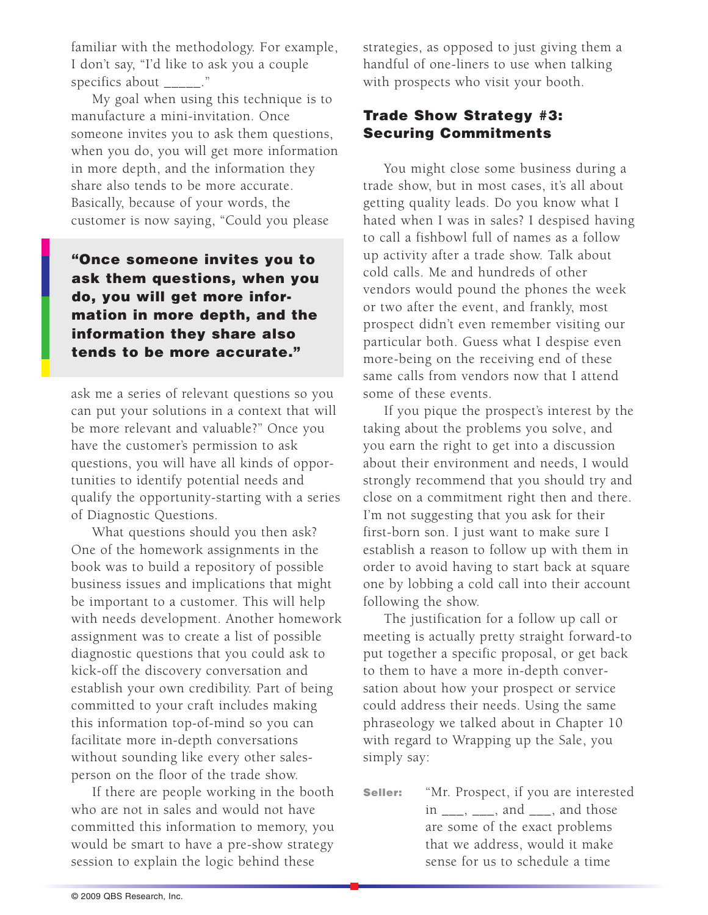familiar with the methodology. For example, I don't say, "I'd like to ask you a couple specifics about _____."

My goal when using this technique is to manufacture a mini-invitation. Once someone invites you to ask them questions, when you do, you will get more information in more depth, and the information they share also tends to be more accurate. Basically, because of your words, the customer is now saying, "Could you please ask me a series of relevant questions so you can put your solutions in a context that will be more relevant and valuable?" Once you have the customer's permission to ask questions, you will have all kinds of opportunities to identify potential needs and qualify the opportunity-starting with a series of Diagnostic Questions.

> **"Once someone invites you to ask them questions, when you do, you will get more information in more depth, and the information they share also tends to be more accurate."**

What questions should you then ask? One of the homework assignments in the book was to build a repository of possible business issues and implications that might be important to a customer. This will help with needs development. Another homework assignment was to create a list of possible diagnostic questions that you could ask to kick-off the discovery conversation and establish your own credibility. Part of being committed to your craft includes making this information top-of-mind so you can facilitate more in-depth conversations without sounding like every other salesperson on the floor of the trade show.

If there are people working in the booth who are not in sales and would not have committed this information to memory, you would be smart to have a pre-show strategy session to explain the logic behind these strategies, as opposed to just giving them a handful of one-liners to use when talking with prospects who visit your booth.

## Trade Show Strategy #3: Securing Commitments

You might close some business during a trade show, but in most cases, it's all about getting quality leads. Do you know what I hated when I was in sales? I despised having to call a fishbowl full of names as a follow up activity after a trade show. Talk about cold calls. Me and hundreds of other vendors would pound the phones the week or two after the event, and frankly, most prospect didn't even remember visiting our particular both. Guess what I despise even more-being on the receiving end of these same calls from vendors now that I attend some of these events.

If you pique the prospect's interest by the taking about the problems you solve, and you earn the right to get into a discussion about their environment and needs, I would strongly recommend that you should try and close on a commitment right then and there. I'm not suggesting that you ask for their first-born son. I just want to make sure I establish a reason to follow up with them in order to avoid having to start back at square one by lobbing a cold call into their account following the show.

The justification for a follow up call or meeting is actually pretty straight forward-to put together a specific proposal, or get back to them to have a more in-depth conversation about how your prospect or service could address their needs. Using the same phraseology we talked about in Chapter 10 with regard to Wrapping up the Sale, you simply say:

**Seller:** "Mr. Prospect, if you are interested in ___, ___, and ___, and those are some of the exact problems that we address, would it make sense for us to schedule a time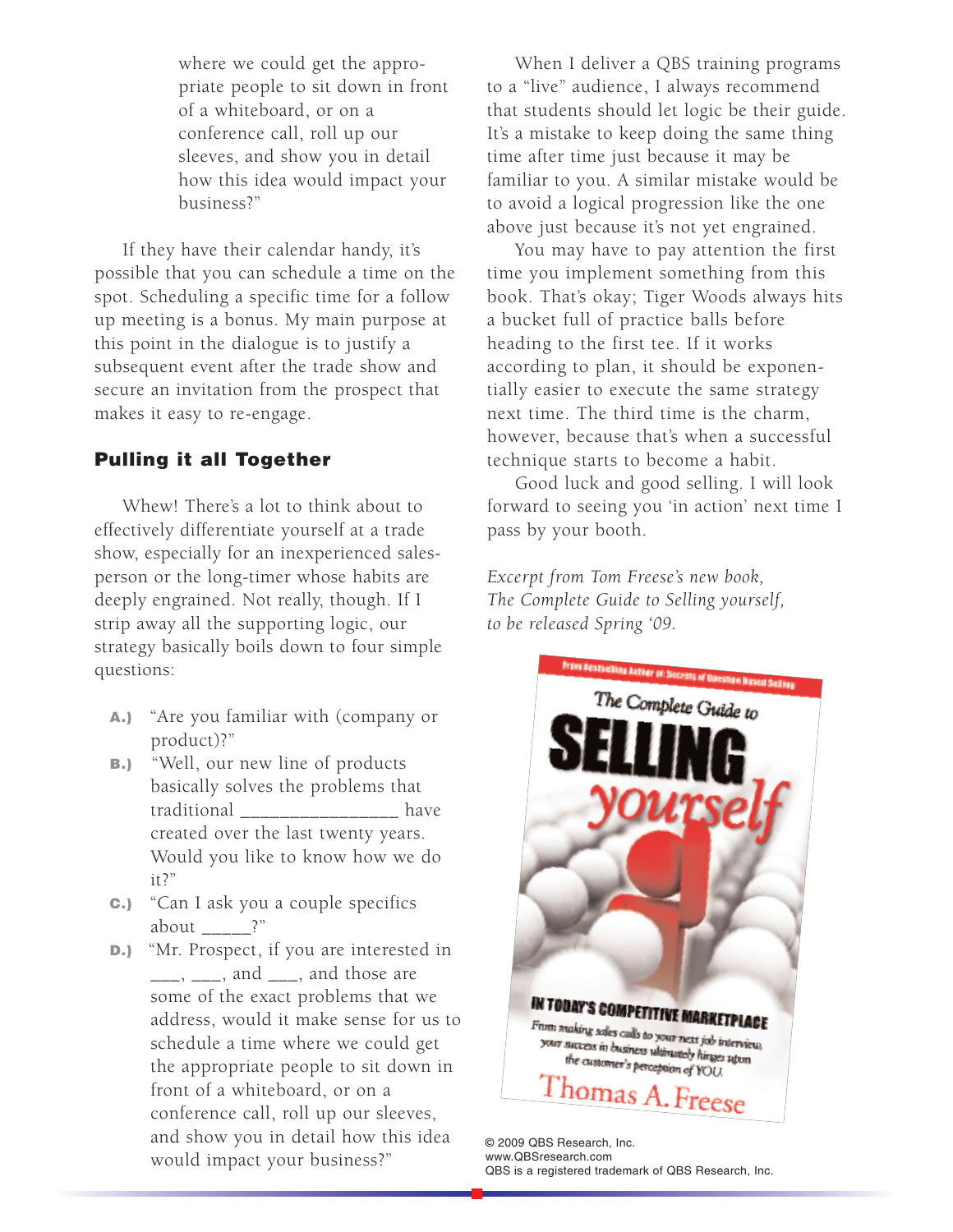where we could get the appropriate people to sit down in front of a whiteboard, or on a conference call, roll up our sleeves, and show you in detail how this idea would impact your business?"

If they have their calendar handy, it's possible that you can schedule a time on the spot. Scheduling a specific time for a follow up meeting is a bonus. My main purpose at this point in the dialogue is to justify a subsequent event after the trade show and secure an invitation from the prospect that makes it easy to re-engage.

## Pulling it all Together

Whew! There's a lot to think about to effectively differentiate yourself at a trade show, especially for an inexperienced salesperson or the long-timer whose habits are deeply engrained. Not really, though. If I strip away all the supporting logic, our strategy basically boils down to four simple questions:

**A.)** "Are you familiar with (company or product)?"

**B.)** "Well, our new line of products basically solves the problems that traditional ________________ have created over the last twenty years. Would you like to know how we do it?"

**C.)** "Can I ask you a couple specifics about _____?"

**D.)** "Mr. Prospect, if you are interested in ___, ___, and ___, and those are some of the exact problems that we address, would it make sense for us to schedule a time where we could get the appropriate people to sit down in front of a whiteboard, or on a conference call, roll up our sleeves, and show you in detail how this idea would impact your business?"

When I deliver a QBS training programs to a "live" audience, I always recommend that students should let logic be their guide. It's a mistake to keep doing the same thing time after time just because it may be familiar to you. A similar mistake would be to avoid a logical progression like the one above just because it's not yet engrained.

You may have to pay attention the first time you implement something from this book. That's okay; Tiger Woods always hits a bucket full of practice balls before heading to the first tee. If it works according to plan, it should be exponentially easier to execute the same strategy next time. The third time is the charm, however, because that's when a successful technique starts to become a habit.

Good luck and good selling. I will look forward to seeing you 'in action' next time I pass by your booth.

*Excerpt from Tom Freese's new book, The Complete Guide to Selling yourself, to be released Spring '09.*

From Bestselling Author of Secrets of Question Based Selling

The Complete Guide to SELLING yourself

IN TODAY'S COMPETITIVE MARKETPLACE

From making sales calls to your next job interview, your success in business ultimately hinges upon the customer's perception of YOU.

Thomas A. Freese

© 2009 QBS Research, Inc.
www.QBSresearch.com
QBS is a registered trademark of QBS Research, Inc.